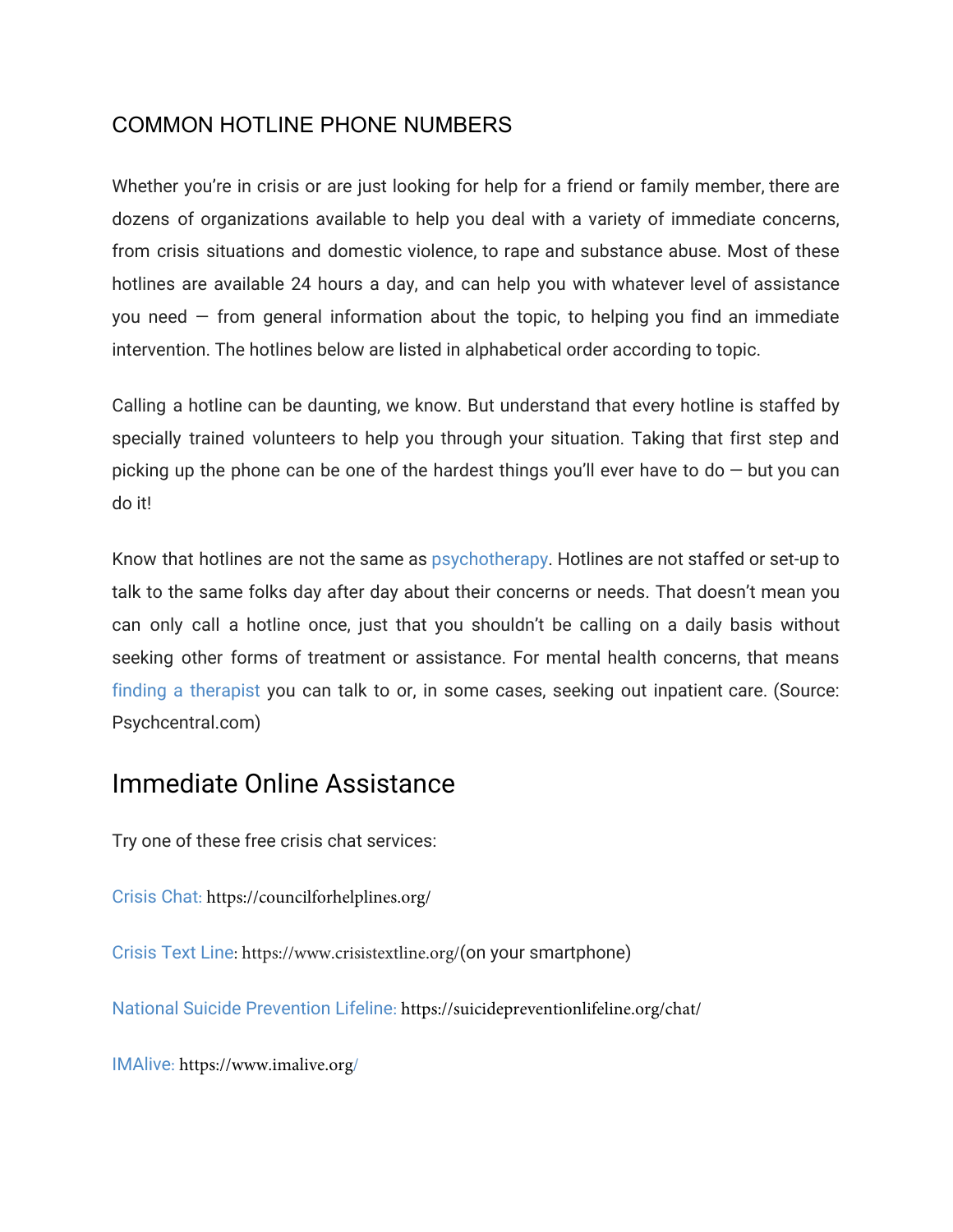# COMMON HOTLINE PHONE NUMBERS

Whether you're in crisis or are just looking for help for a friend or family member, there are dozens of organizations available to help you deal with a variety of immediate concerns, from crisis situations and domestic violence, to rape and substance abuse. Most of these hotlines are available 24 hours a day, and can help you with whatever level of assistance you need — from general information about the topic, to helping you find an immediate intervention. The hotlines below are listed in alphabetical order according to topic.

Calling a hotline can be daunting, we know. But understand that every hotline is staffed by specially trained volunteers to help you through your situation. Taking that first step and picking up the phone can be one of the hardest things you'll ever have to do — but you can do it!

Know that hotlines are not the same as psychotherapy. Hotlines are not staffed or set-up to talk to the same folks day after day about their concerns or needs. That doesn't mean you can only call a hotline once, just that you shouldn't be calling on a daily basis without seeking other forms of treatment or assistance. For mental health concerns, that means finding a therapist you can talk to or, in some cases, seeking out inpatient care. (Source: Psychcentral.com)

## Immediate Online Assistance

Try one of these free crisis chat services:

Crisis Chat: https://councilforhelplines.org/

Crisis Text Line: https://www.crisistextline.org/(on your smartphone)

National Suicide Prevention Lifeline: https://suicidepreventionlifeline.org/chat/

IMAlive: https://www.imalive.org/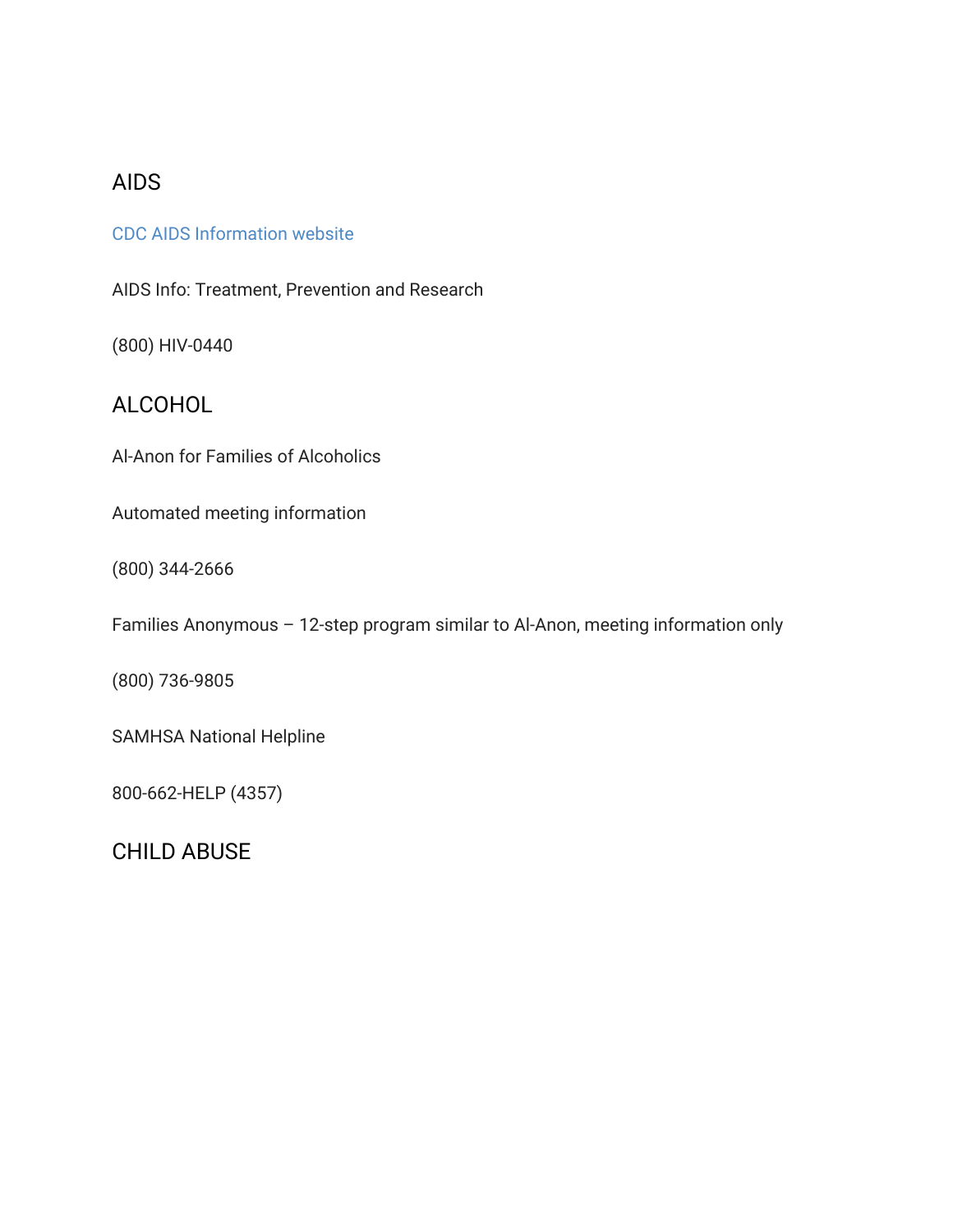## AIDS

CDC AIDS Information website

AIDS Info: Treatment, Prevention and Research

(800) HIV-0440

## ALCOHOL

Al-Anon for Families of Alcoholics

Automated meeting information

(800) 344-2666

Families Anonymous – 12-step program similar to Al-Anon, meeting information only

(800) 736-9805

SAMHSA National Helpline

800-662-HELP (4357)

## CHILD ABUSE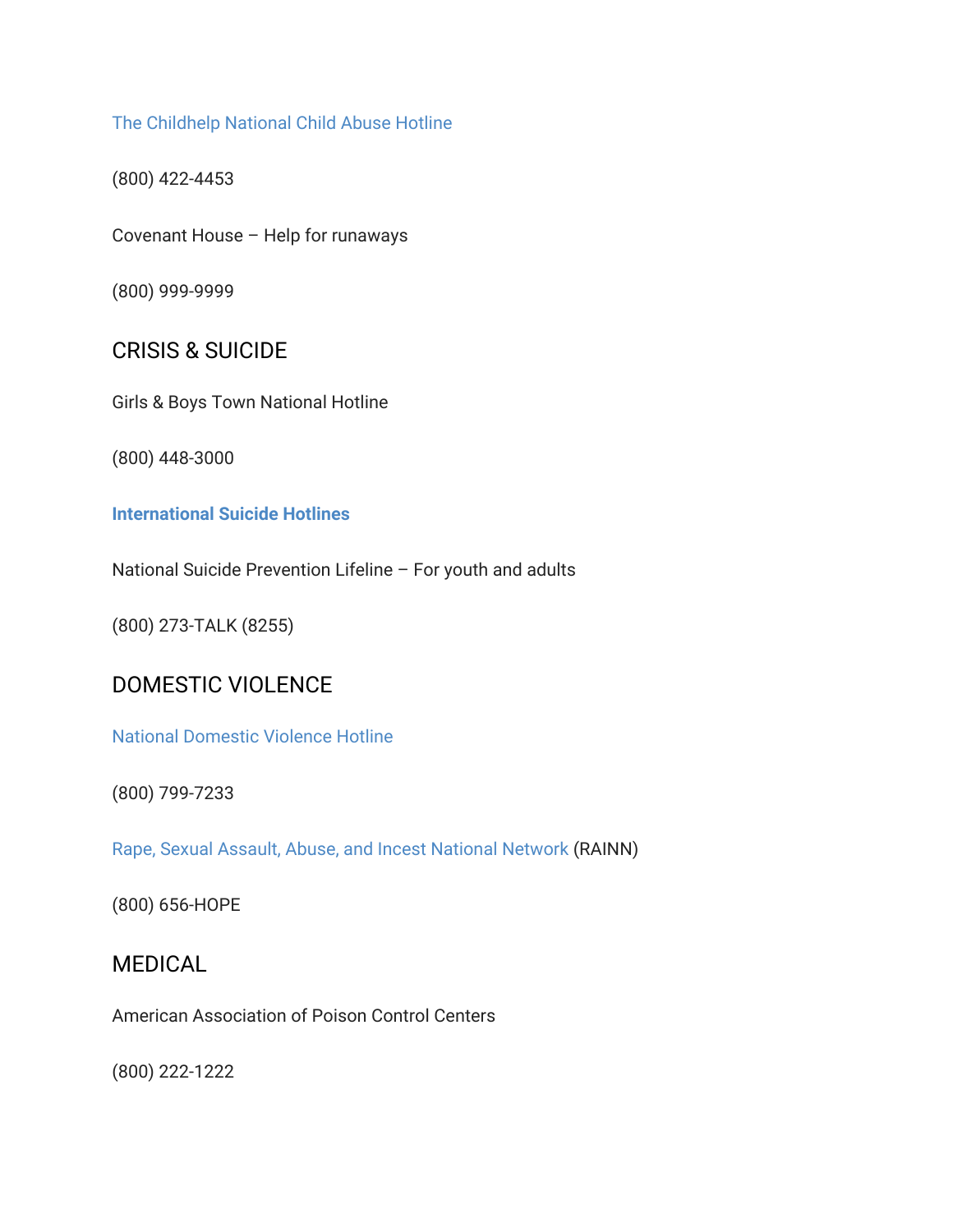The Childhelp National Child Abuse Hotline

(800) 422-4453

Covenant House – Help for runaways

(800) 999-9999

## CRISIS & SUICIDE

Girls & Boys Town National Hotline

(800) 448-3000

**International Suicide Hotlines**

National Suicide Prevention Lifeline – For youth and adults

(800) 273-TALK (8255)

## DOMESTIC VIOLENCE

National Domestic Violence Hotline

(800) 799-7233

Rape, Sexual Assault, Abuse, and Incest National Network (RAINN)

(800) 656-HOPE

## MEDICAL

American Association of Poison Control Centers

(800) 222-1222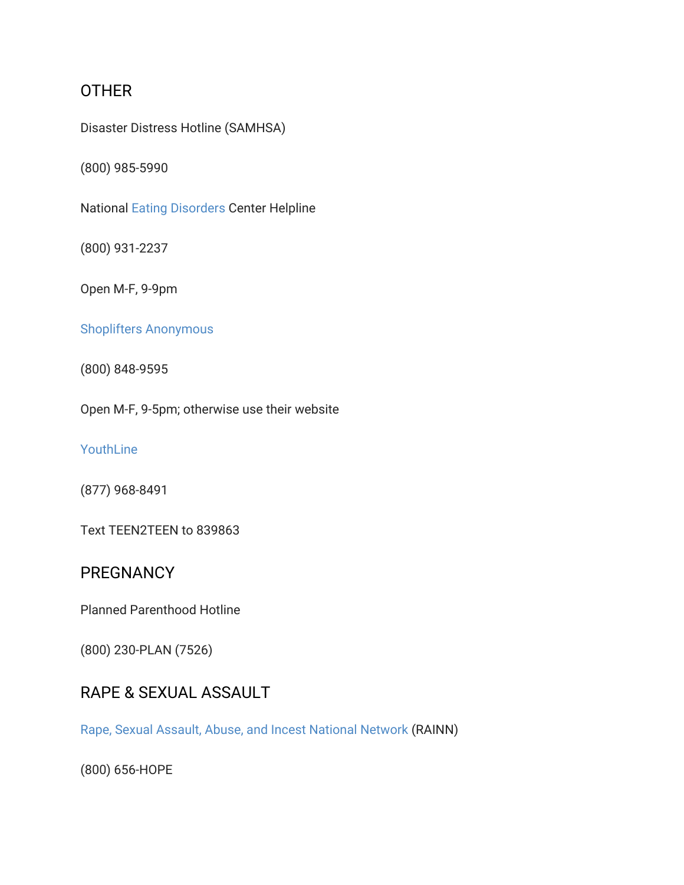## OTHER

Disaster Distress Hotline (SAMHSA)

(800) 985-5990

National Eating Disorders Center Helpline

(800) 931-2237

Open M-F, 9-9pm

Shoplifters Anonymous

(800) 848-9595

Open M-F, 9-5pm; otherwise use their website

YouthLine

(877) 968-8491

Text TEEN2TEEN to 839863

## PREGNANCY

Planned Parenthood Hotline

(800) 230-PLAN (7526)

## RAPE & SEXUAL ASSAULT

Rape, Sexual Assault, Abuse, and Incest National Network (RAINN)

(800) 656-HOPE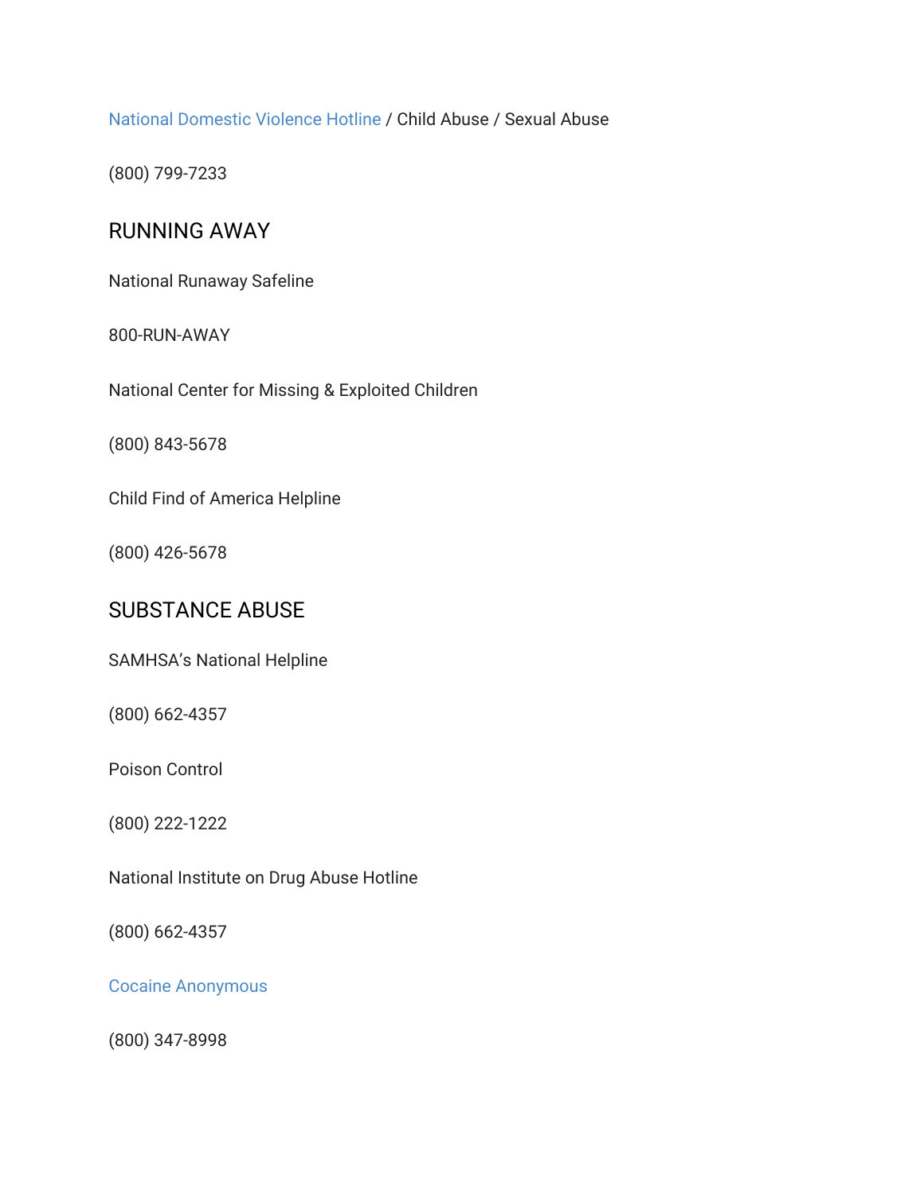National Domestic Violence Hotline / Child Abuse / Sexual Abuse

(800) 799-7233

## RUNNING AWAY

National Runaway Safeline

800-RUN-AWAY

National Center for Missing & Exploited Children

(800) 843-5678

Child Find of America Helpline

(800) 426-5678

## SUBSTANCE ABUSE

SAMHSA's National Helpline

(800) 662-4357

Poison Control

(800) 222-1222

National Institute on Drug Abuse Hotline

(800) 662-4357

Cocaine Anonymous

(800) 347-8998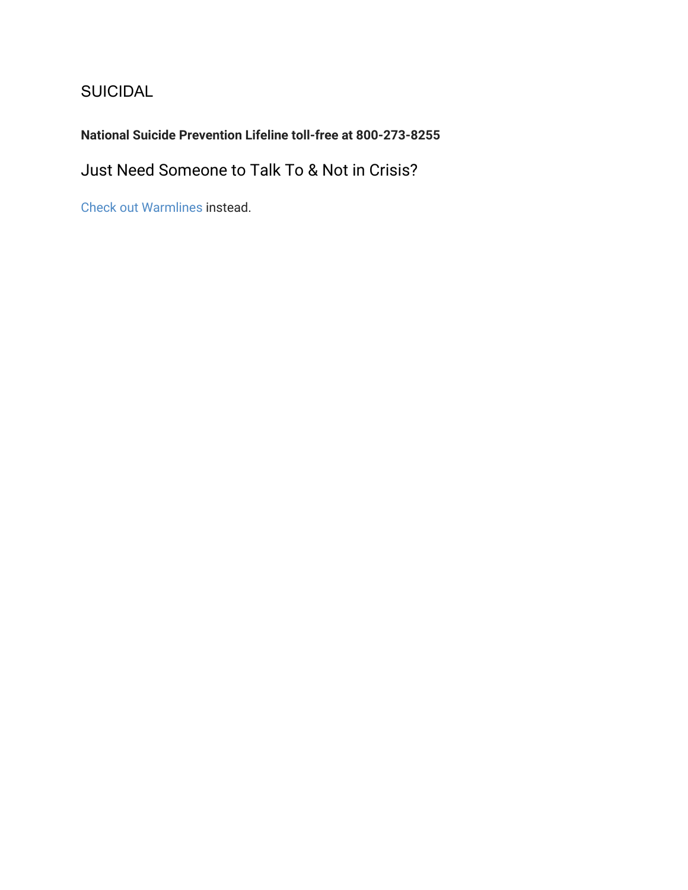# SUICIDAL

**National Suicide Prevention Lifeline toll-free at 800-273-8255**

## Just Need Someone to Talk To & Not in Crisis?

Check out Warmlines instead.